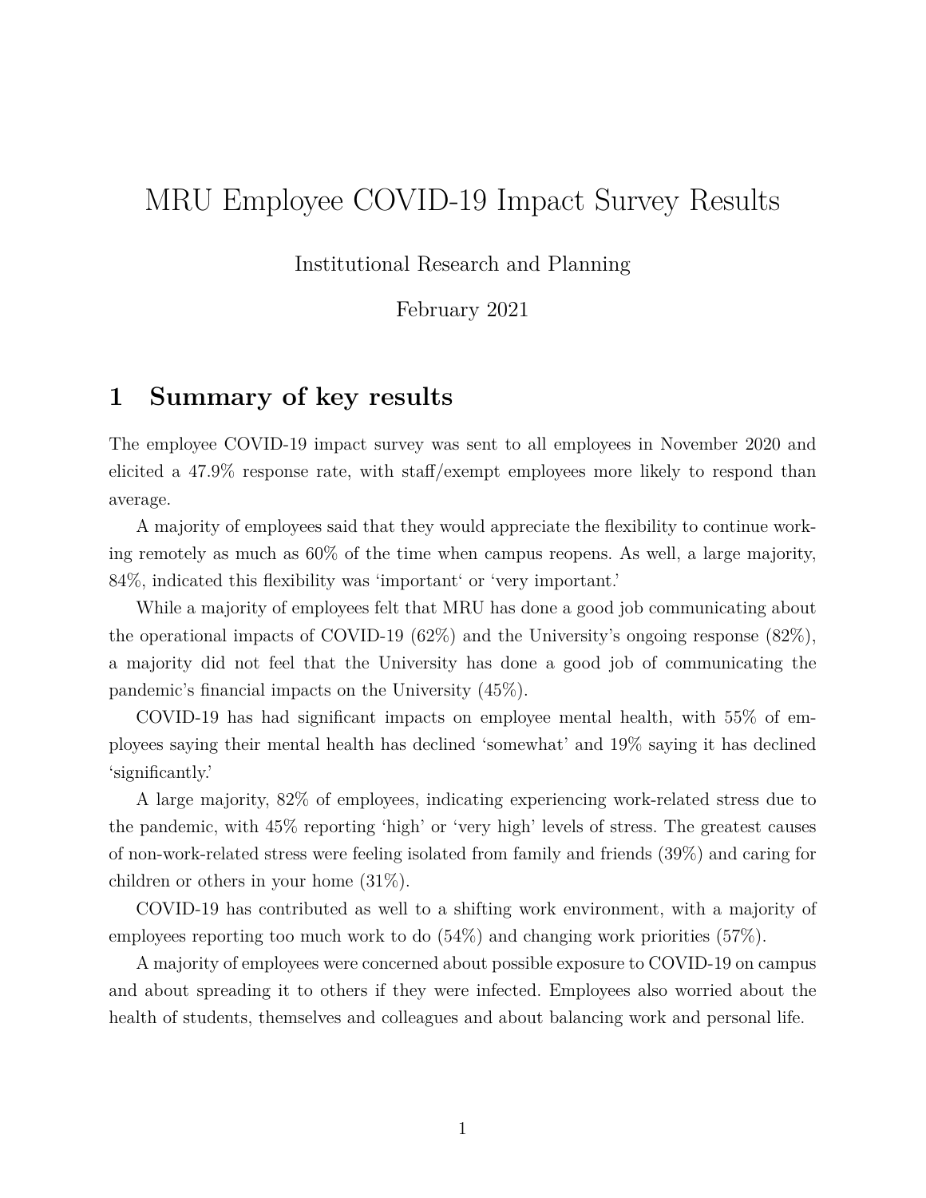# MRU Employee COVID-19 Impact Survey Results

Institutional Research and Planning

February 2021

## 1 Summary of key results

The employee COVID-19 impact survey was sent to all employees in November 2020 and elicited a 47.9% response rate, with staff/exempt employees more likely to respond than average.

A majority of employees said that they would appreciate the flexibility to continue working remotely as much as 60% of the time when campus reopens. As well, a large majority, 84%, indicated this flexibility was 'important' or 'very important.'

While a majority of employees felt that MRU has done a good job communicating about the operational impacts of COVID-19 (62%) and the University's ongoing response (82%), a majority did not feel that the University has done a good job of communicating the pandemic's financial impacts on the University (45%).

COVID-19 has had significant impacts on employee mental health, with 55% of employees saying their mental health has declined 'somewhat' and 19% saying it has declined 'significantly.'

A large majority, 82% of employees, indicating experiencing work-related stress due to the pandemic, with 45% reporting 'high' or 'very high' levels of stress. The greatest causes of non-work-related stress were feeling isolated from family and friends (39%) and caring for children or others in your home (31%).

COVID-19 has contributed as well to a shifting work environment, with a majority of employees reporting too much work to do (54%) and changing work priorities (57%).

A majority of employees were concerned about possible exposure to COVID-19 on campus and about spreading it to others if they were infected. Employees also worried about the health of students, themselves and colleagues and about balancing work and personal life.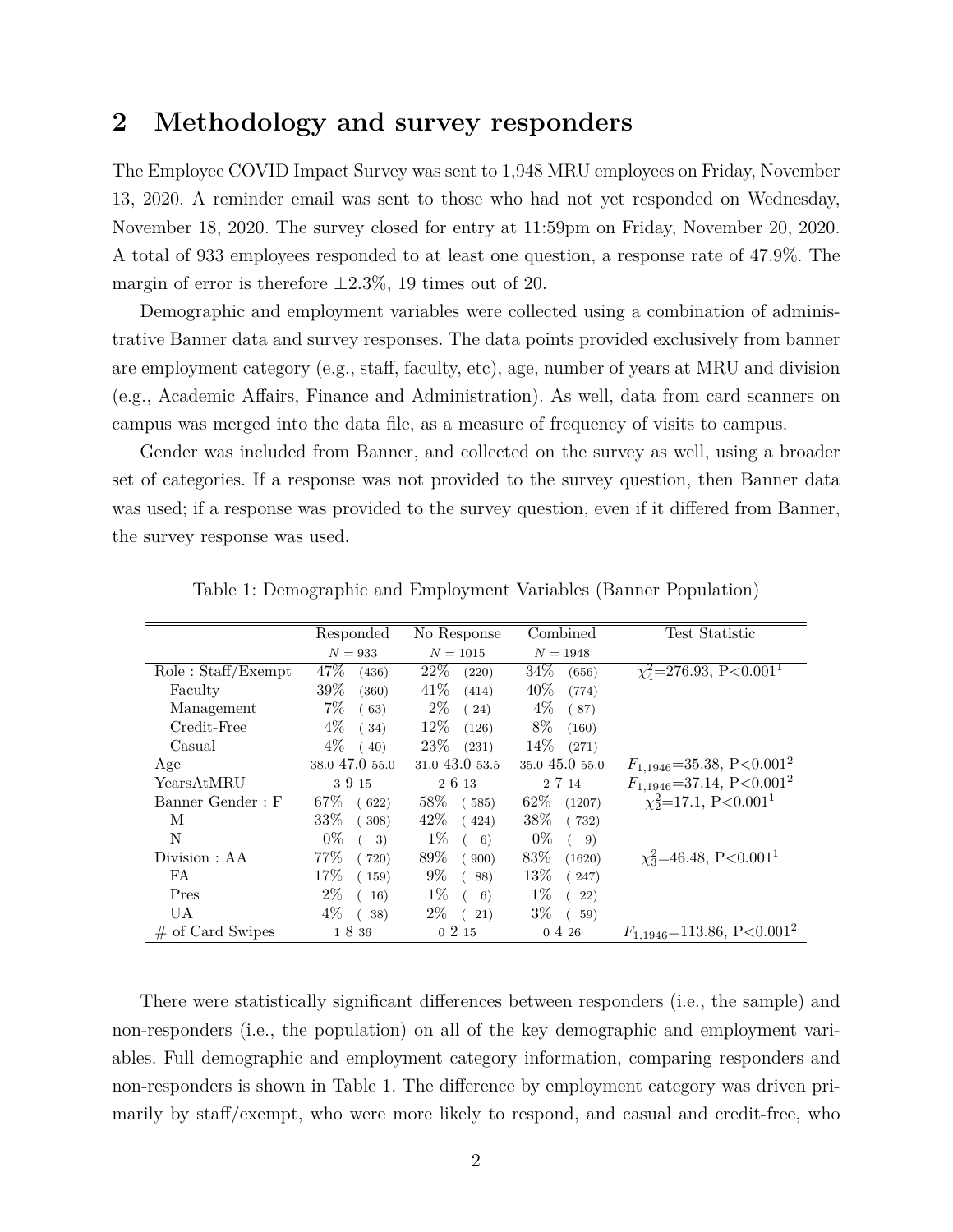## 2 Methodology and survey responders

The Employee COVID Impact Survey was sent to 1,948 MRU employees on Friday, November 13, 2020. A reminder email was sent to those who had not yet responded on Wednesday, November 18, 2020. The survey closed for entry at 11:59pm on Friday, November 20, 2020. A total of 933 employees responded to at least one question, a response rate of 47.9%. The margin of error is therefore ±2.3%, 19 times out of 20.

Demographic and employment variables were collected using a combination of administrative Banner data and survey responses. The data points provided exclusively from banner are employment category (e.g., staff, faculty, etc), age, number of years at MRU and division (e.g., Academic Affairs, Finance and Administration). As well, data from card scanners on campus was merged into the data file, as a measure of frequency of visits to campus.

Gender was included from Banner, and collected on the survey as well, using a broader set of categories. If a response was not provided to the survey question, then Banner data was used; if a response was provided to the survey question, even if it differed from Banner, the survey response was used.

Table 1: Demographic and Employment Variables (Banner Population)

| | Responded $N = 933$ | No Response $N = 1015$ | Combined $N = 1948$ | Test Statistic |
|---|---|---|---|---|
| Role : Staff/Exempt | 47% (436) | 22% (220) | 34% (656) | $\chi^2_4$=276.93, P<0.001[1] |
| Faculty | 39% (360) | 41% (414) | 40% (774) | |
| Management | 7% ( 63) | 2% ( 24) | 4% ( 87) | |
| Credit-Free | 4% ( 34) | 12% (126) | 8% (160) | |
| Casual | 4% ( 40) | 23% (231) | 14% (271) | |
| Age | 38.0 47.0 55.0 | 31.0 43.0 53.5 | 35.0 45.0 55.0 | $F_{1,1946}$=35.38, P<0.001[2] |
| YearsAtMRU | 3 9 15 | 2 6 13 | 2 7 14 | $F_{1,1946}$=37.14, P<0.001[2] |
| Banner Gender : F | 67% ( 622) | 58% ( 585) | 62% (1207) | $\chi^2_2$=17.1, P<0.001[1] |
| M | 33% ( 308) | 42% ( 424) | 38% ( 732) | |
| N | 0% ( 3) | 1% ( 6) | 0% ( 9) | |
| Division : AA | 77% ( 720) | 89% ( 900) | 83% (1620) | $\chi^2_3$=46.48, P<0.001[1] |
| FA | 17% ( 159) | 9% ( 88) | 13% ( 247) | |
| Pres | 2% ( 16) | 1% ( 6) | 1% ( 22) | |
| UA | 4% ( 38) | 2% ( 21) | 3% ( 59) | |
| # of Card Swipes | 1 8 36 | 0 2 15 | 0 4 26 | $F_{1,1946}$=113.86, P<0.001[2] |

There were statistically significant differences between responders (i.e., the sample) and non-responders (i.e., the population) on all of the key demographic and employment variables. Full demographic and employment category information, comparing responders and non-responders is shown in Table 1. The difference by employment category was driven primarily by staff/exempt, who were more likely to respond, and casual and credit-free, who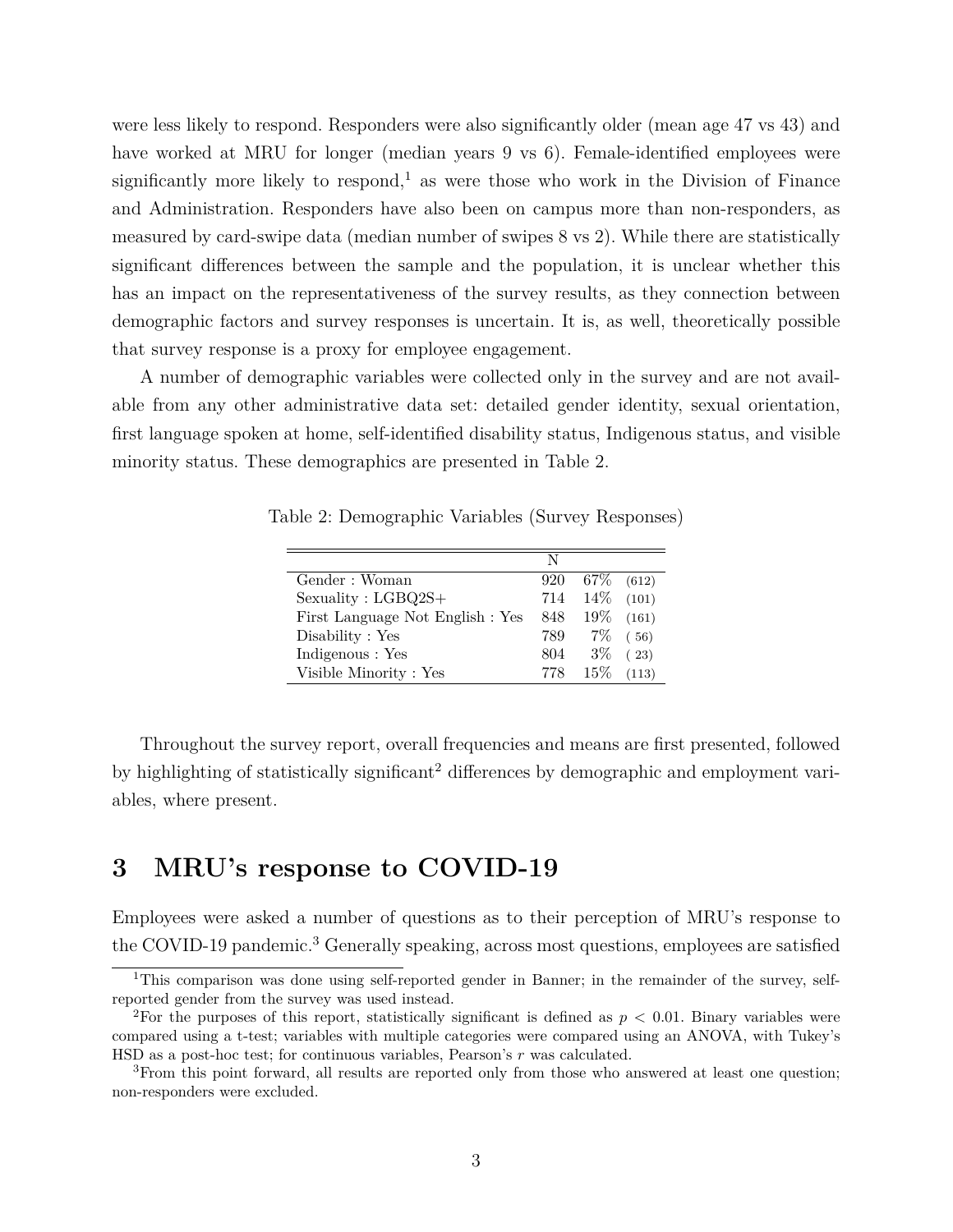were less likely to respond. Responders were also significantly older (mean age 47 vs 43) and have worked at MRU for longer (median years 9 vs 6). Female-identified employees were significantly more likely to respond,[1] as were those who work in the Division of Finance and Administration. Responders have also been on campus more than non-responders, as measured by card-swipe data (median number of swipes 8 vs 2). While there are statistically significant differences between the sample and the population, it is unclear whether this has an impact on the representativeness of the survey results, as they connection between demographic factors and survey responses is uncertain. It is, as well, theoretically possible that survey response is a proxy for employee engagement.

A number of demographic variables were collected only in the survey and are not available from any other administrative data set: detailed gender identity, sexual orientation, first language spoken at home, self-identified disability status, Indigenous status, and visible minority status. These demographics are presented in Table 2.

Table 2: Demographic Variables (Survey Responses)

| | N | | |
|---|---|---|---|
| Gender : Woman | 920 | 67% | (612) |
| Sexuality : LGBQ2S+ | 714 | 14% | (101) |
| First Language Not English : Yes | 848 | 19% | (161) |
| Disability : Yes | 789 | 7% | ( 56) |
| Indigenous : Yes | 804 | 3% | ( 23) |
| Visible Minority : Yes | 778 | 15% | (113) |

Throughout the survey report, overall frequencies and means are first presented, followed by highlighting of statistically significant[2] differences by demographic and employment variables, where present.

# 3 MRU's response to COVID-19

Employees were asked a number of questions as to their perception of MRU's response to the COVID-19 pandemic.[3] Generally speaking, across most questions, employees are satisfied

[1] This comparison was done using self-reported gender in Banner; in the remainder of the survey, self-reported gender from the survey was used instead.

[2] For the purposes of this report, statistically significant is defined as $p < 0.01$. Binary variables were compared using a t-test; variables with multiple categories were compared using an ANOVA, with Tukey's HSD as a post-hoc test; for continuous variables, Pearson's $r$ was calculated.

[3] From this point forward, all results are reported only from those who answered at least one question; non-responders were excluded.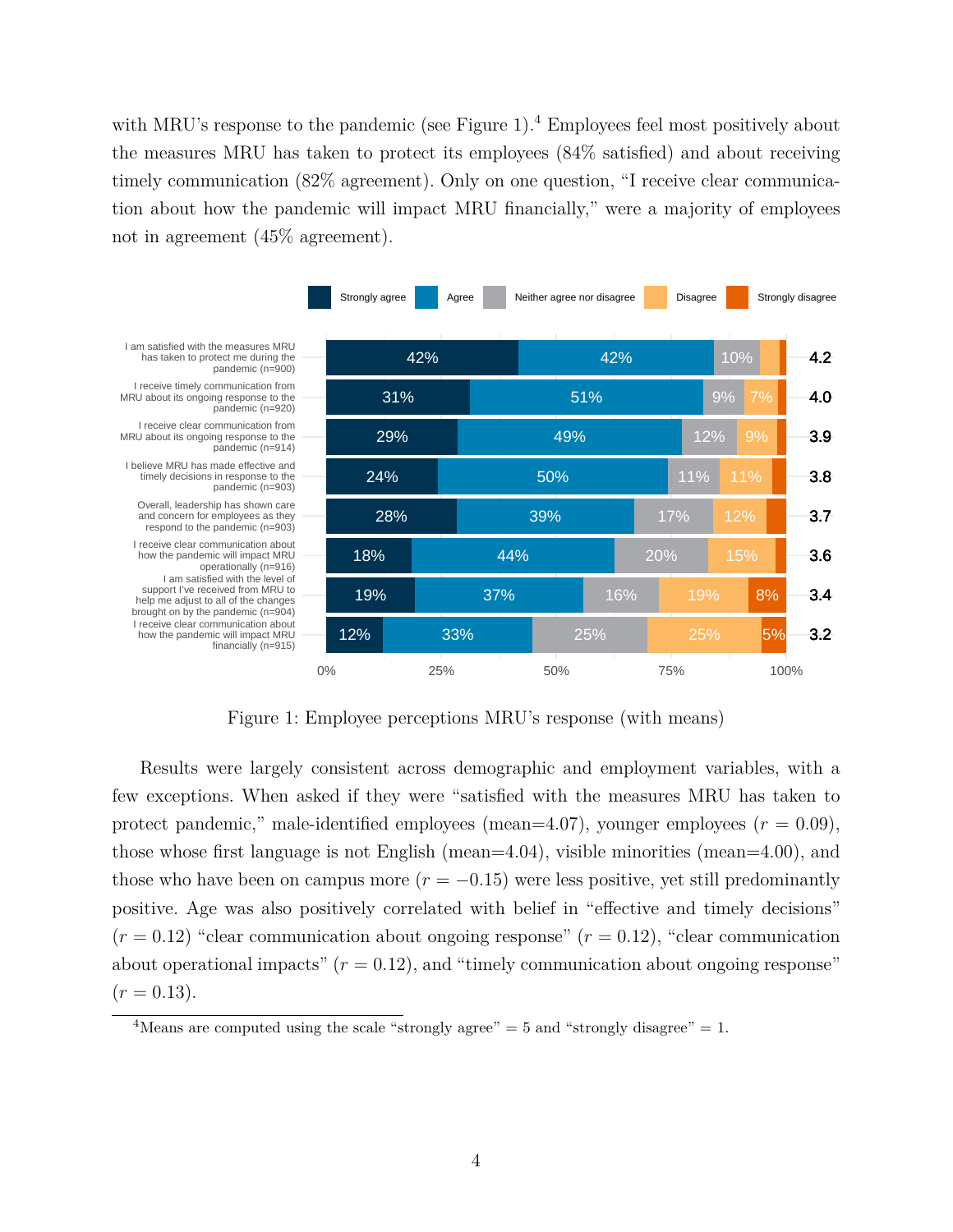with MRU's response to the pandemic (see Figure 1).[4] Employees feel most positively about the measures MRU has taken to protect its employees (84% satisfied) and about receiving timely communication (82% agreement). Only on one question, "I receive clear communication about how the pandemic will impact MRU financially," were a majority of employees not in agreement (45% agreement).

| Statement | Strongly agree | Agree | Neither agree nor disagree | Disagree | Strongly disagree | Mean |
|---|---|---|---|---|---|---|
| I am satisfied with the measures MRU has taken to protect me during the pandemic (n=900) | 42% | 42% | 10% | | | 4.2 |
| I receive timely communication from MRU about its ongoing response to the pandemic (n=920) | 31% | 51% | 9% | 7% | | 4.0 |
| I receive clear communication from MRU about its ongoing response to the pandemic (n=914) | 29% | 49% | 12% | 9% | | 3.9 |
| I believe MRU has made effective and timely decisions in response to the pandemic (n=903) | 24% | 50% | 11% | 11% | | 3.8 |
| Overall, leadership has shown care and concern for employees as they respond to the pandemic (n=903) | 28% | 39% | 17% | 12% | | 3.7 |
| I receive clear communication about how the pandemic will impact MRU operationally (n=916) | 18% | 44% | 20% | 15% | | 3.6 |
| I am satisfied with the level of support I've received from MRU to help me adjust to all of the changes brought on by the pandemic (n=904) | 19% | 37% | 16% | 19% | 8% | 3.4 |
| I receive clear communication about how the pandemic will impact MRU financially (n=915) | 12% | 33% | 25% | 25% | 5% | 3.2 |

Figure 1: Employee perceptions MRU's response (with means)

Results were largely consistent across demographic and employment variables, with a few exceptions. When asked if they were "satisfied with the measures MRU has taken to protect pandemic," male-identified employees (mean=4.07), younger employees ($r = 0.09$), those whose first language is not English (mean=4.04), visible minorities (mean=4.00), and those who have been on campus more ($r = -0.15$) were less positive, yet still predominantly positive. Age was also positively correlated with belief in "effective and timely decisions" ($r = 0.12$) "clear communication about ongoing response" ($r = 0.12$), "clear communication about operational impacts" ($r = 0.12$), and "timely communication about ongoing response" ($r = 0.13$).

[4] Means are computed using the scale "strongly agree" = 5 and "strongly disagree" = 1.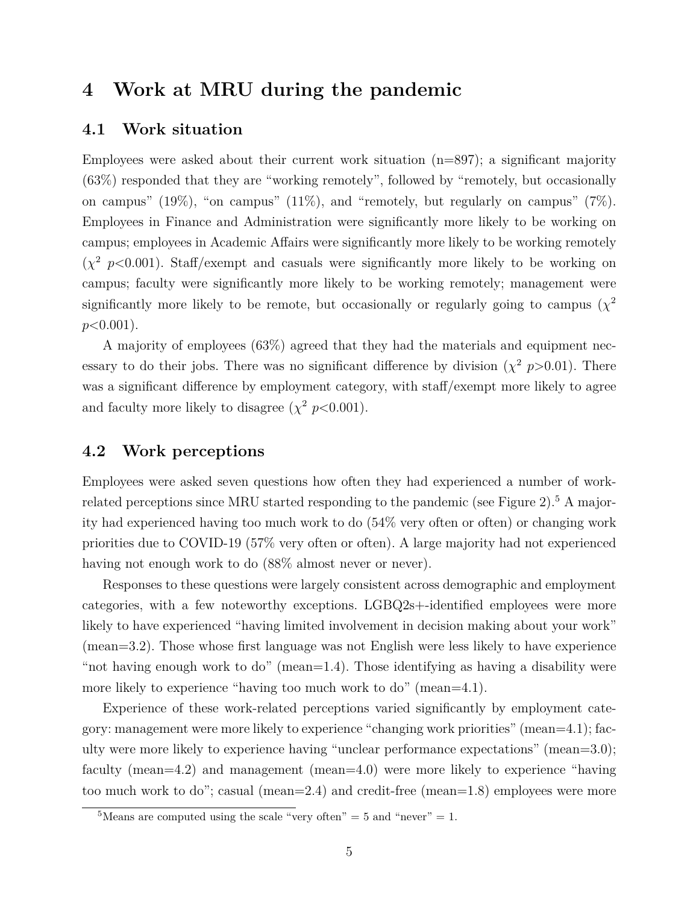# 4 Work at MRU during the pandemic

## 4.1 Work situation

Employees were asked about their current work situation (n=897); a significant majority (63%) responded that they are "working remotely", followed by "remotely, but occasionally on campus" (19%), "on campus" (11%), and "remotely, but regularly on campus" (7%). Employees in Finance and Administration were significantly more likely to be working on campus; employees in Academic Affairs were significantly more likely to be working remotely ($\chi^2$ $p<0.001$). Staff/exempt and casuals were significantly more likely to be working on campus; faculty were significantly more likely to be working remotely; management were significantly more likely to be remote, but occasionally or regularly going to campus ($\chi^2$ $p<0.001$).

A majority of employees (63%) agreed that they had the materials and equipment necessary to do their jobs. There was no significant difference by division ($\chi^2$ $p>0.01$). There was a significant difference by employment category, with staff/exempt more likely to agree and faculty more likely to disagree ($\chi^2$ $p<0.001$).

## 4.2 Work perceptions

Employees were asked seven questions how often they had experienced a number of work-related perceptions since MRU started responding to the pandemic (see Figure 2).[5] A majority had experienced having too much work to do (54% very often or often) or changing work priorities due to COVID-19 (57% very often or often). A large majority had not experienced having not enough work to do (88% almost never or never).

Responses to these questions were largely consistent across demographic and employment categories, with a few noteworthy exceptions. LGBQ2s+-identified employees were more likely to have experienced "having limited involvement in decision making about your work" (mean=3.2). Those whose first language was not English were less likely to have experience "not having enough work to do" (mean=1.4). Those identifying as having a disability were more likely to experience "having too much work to do" (mean=4.1).

Experience of these work-related perceptions varied significantly by employment category: management were more likely to experience "changing work priorities" (mean=4.1); faculty were more likely to experience having "unclear performance expectations" (mean=3.0); faculty (mean=4.2) and management (mean=4.0) were more likely to experience "having too much work to do"; casual (mean=2.4) and credit-free (mean=1.8) employees were more

[5] Means are computed using the scale "very often" = 5 and "never" = 1.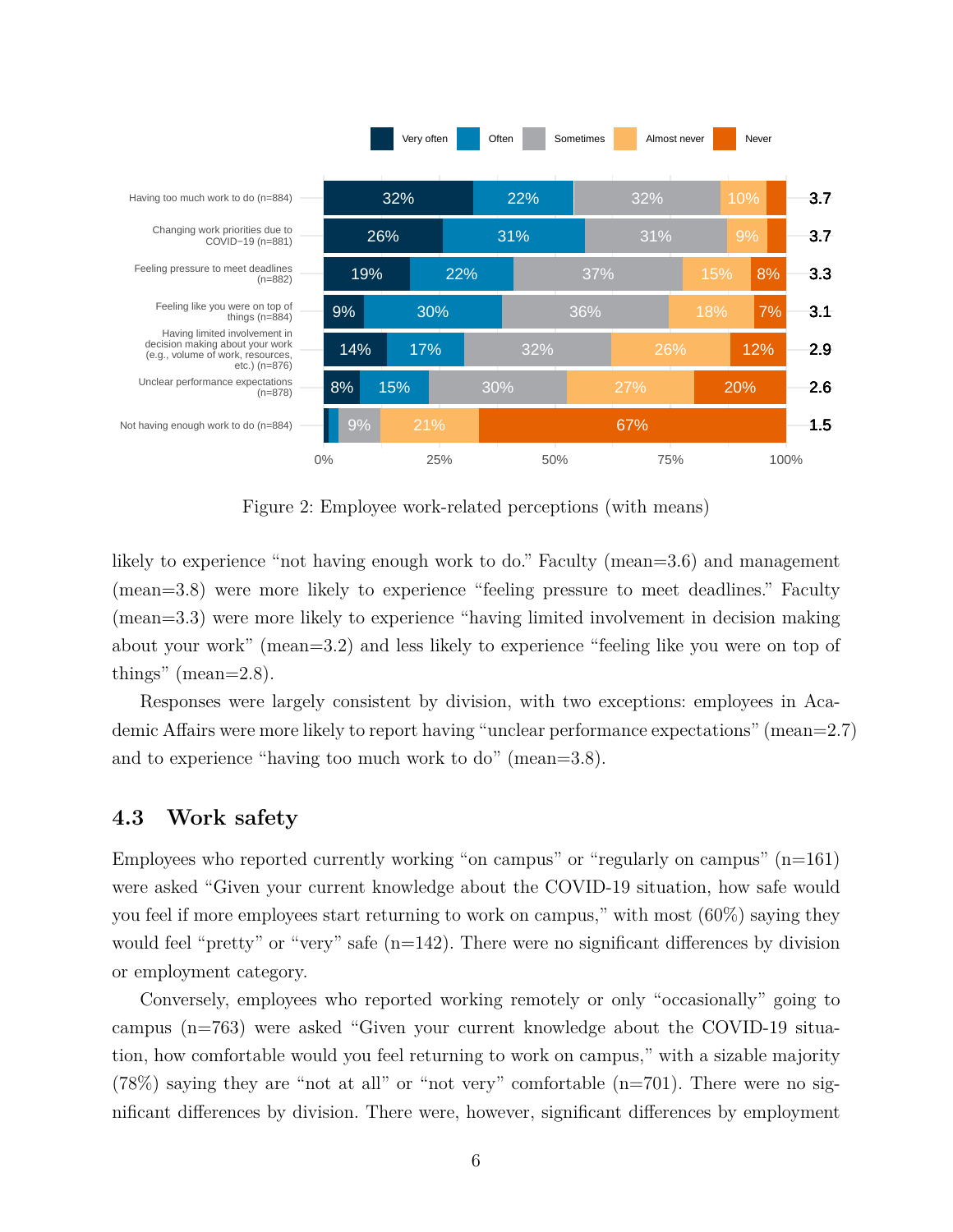| Item | Very often | Often | Sometimes | Almost never | Never | Mean |
|---|---|---|---|---|---|---|
| Having too much work to do (n=884) | 32% | 22% | 32% | 10% | | 3.7 |
| Changing work priorities due to COVID−19 (n=881) | 26% | 31% | 31% | 9% | | 3.7 |
| Feeling pressure to meet deadlines (n=882) | 19% | 22% | 37% | 15% | 8% | 3.3 |
| Feeling like you were on top of things (n=884) | 9% | 30% | 36% | 18% | 7% | 3.1 |
| Having limited involvement in decision making about your work (e.g., volume of work, resources, etc.) (n=876) | 14% | 17% | 32% | 26% | 12% | 2.9 |
| Unclear performance expectations (n=878) | 8% | 15% | 30% | 27% | 20% | 2.6 |
| Not having enough work to do (n=884) | | | 9% | 21% | 67% | 1.5 |

Figure 2: Employee work-related perceptions (with means)

likely to experience "not having enough work to do." Faculty (mean=3.6) and management (mean=3.8) were more likely to experience "feeling pressure to meet deadlines." Faculty (mean=3.3) were more likely to experience "having limited involvement in decision making about your work" (mean=3.2) and less likely to experience "feeling like you were on top of things" (mean=2.8).

Responses were largely consistent by division, with two exceptions: employees in Academic Affairs were more likely to report having "unclear performance expectations" (mean=2.7) and to experience "having too much work to do" (mean=3.8).

## 4.3 Work safety

Employees who reported currently working "on campus" or "regularly on campus" (n=161) were asked "Given your current knowledge about the COVID-19 situation, how safe would you feel if more employees start returning to work on campus," with most (60%) saying they would feel "pretty" or "very" safe (n=142). There were no significant differences by division or employment category.

Conversely, employees who reported working remotely or only "occasionally" going to campus (n=763) were asked "Given your current knowledge about the COVID-19 situation, how comfortable would you feel returning to work on campus," with a sizable majority (78%) saying they are "not at all" or "not very" comfortable (n=701). There were no significant differences by division. There were, however, significant differences by employment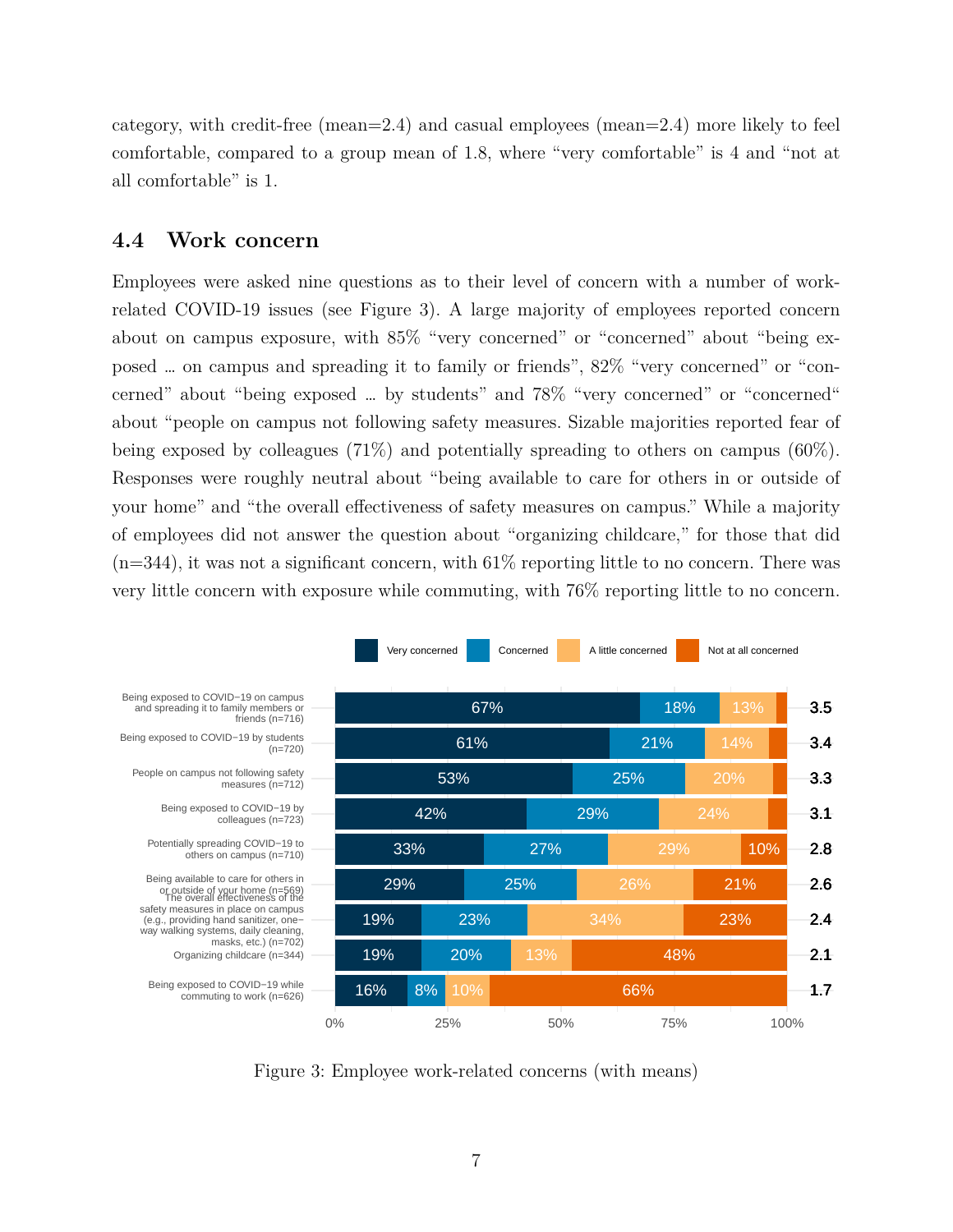category, with credit-free (mean=2.4) and casual employees (mean=2.4) more likely to feel comfortable, compared to a group mean of 1.8, where "very comfortable" is 4 and "not at all comfortable" is 1.

## 4.4 Work concern

Employees were asked nine questions as to their level of concern with a number of work-related COVID-19 issues (see Figure 3). A large majority of employees reported concern about on campus exposure, with 85% "very concerned" or "concerned" about "being exposed … on campus and spreading it to family or friends", 82% "very concerned" or "concerned" about "being exposed … by students" and 78% "very concerned" or "concerned" about "people on campus not following safety measures. Sizable majorities reported fear of being exposed by colleagues (71%) and potentially spreading to others on campus (60%). Responses were roughly neutral about "being available to care for others in or outside of your home" and "the overall effectiveness of safety measures on campus." While a majority of employees did not answer the question about "organizing childcare," for those that did (n=344), it was not a significant concern, with 61% reporting little to no concern. There was very little concern with exposure while commuting, with 76% reporting little to no concern.

| | Very concerned | Concerned | A little concerned | Not at all concerned | Mean |
|---|---|---|---|---|---|
| Being exposed to COVID−19 on campus and spreading it to family members or friends (n=716) | 67% | 18% | 13% | | 3.5 |
| Being exposed to COVID−19 by students (n=720) | 61% | 21% | 14% | | 3.4 |
| People on campus not following safety measures (n=712) | 53% | 25% | 20% | | 3.3 |
| Being exposed to COVID−19 by colleagues (n=723) | 42% | 29% | 24% | | 3.1 |
| Potentially spreading COVID−19 to others on campus (n=710) | 33% | 27% | 29% | 10% | 2.8 |
| Being available to care for others in or outside of your home (n=569) | 29% | 25% | 26% | 21% | 2.6 |
| The overall effectiveness of the safety measures in place on campus (e.g., providing hand sanitizer, one−way walking systems, daily cleaning, masks, etc.) (n=702) | 19% | 23% | 34% | 23% | 2.4 |
| Organizing childcare (n=344) | 19% | 20% | 13% | 48% | 2.1 |
| Being exposed to COVID−19 while commuting to work (n=626) | 16% | 8% | 10% | 66% | 1.7 |

Figure 3: Employee work-related concerns (with means)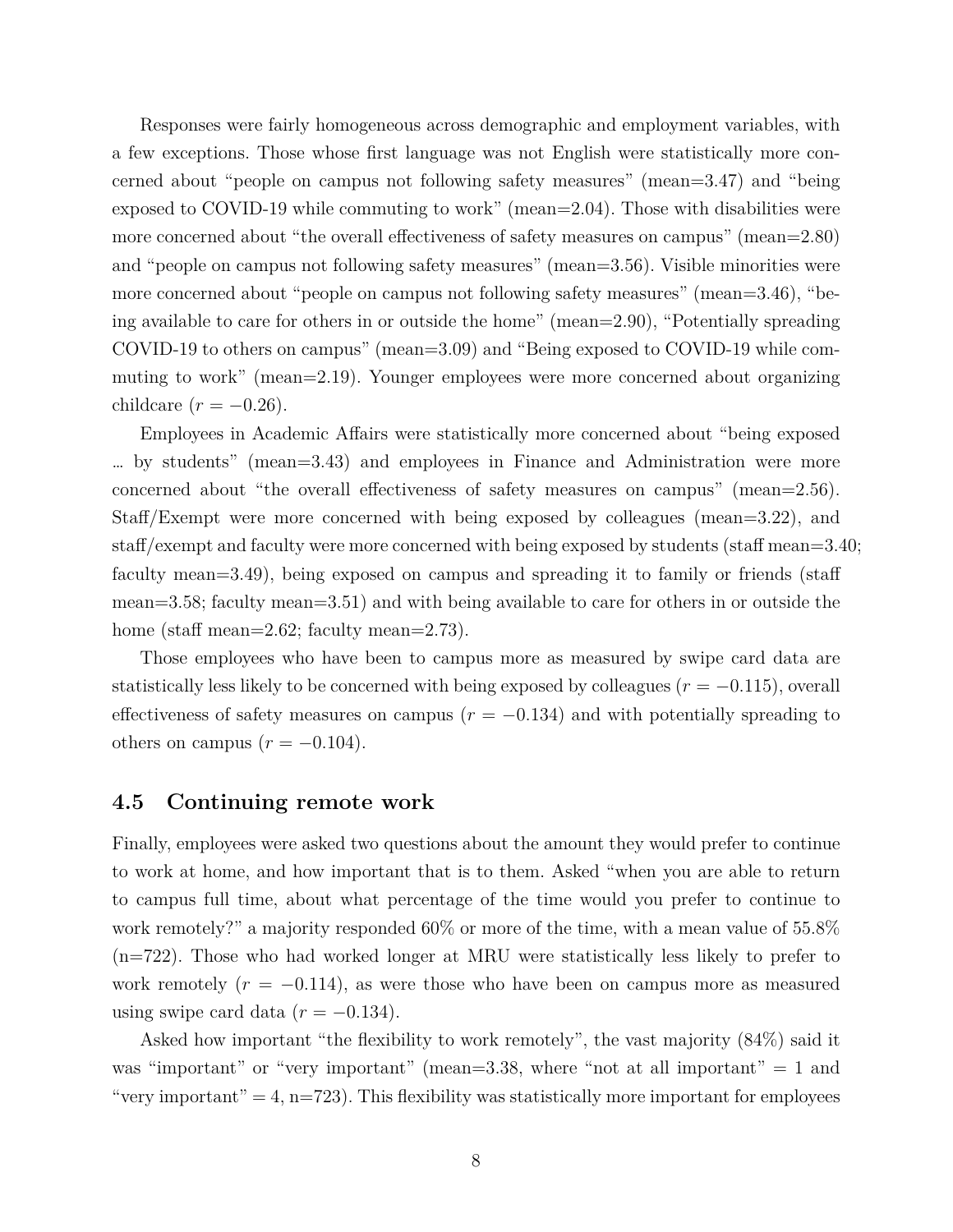Responses were fairly homogeneous across demographic and employment variables, with a few exceptions. Those whose first language was not English were statistically more concerned about "people on campus not following safety measures" (mean=3.47) and "being exposed to COVID-19 while commuting to work" (mean=2.04). Those with disabilities were more concerned about "the overall effectiveness of safety measures on campus" (mean=2.80) and "people on campus not following safety measures" (mean=3.56). Visible minorities were more concerned about "people on campus not following safety measures" (mean=3.46), "being available to care for others in or outside the home" (mean=2.90), "Potentially spreading COVID-19 to others on campus" (mean=3.09) and "Being exposed to COVID-19 while commuting to work" (mean=2.19). Younger employees were more concerned about organizing childcare ($r = -0.26$).

Employees in Academic Affairs were statistically more concerned about "being exposed … by students" (mean=3.43) and employees in Finance and Administration were more concerned about "the overall effectiveness of safety measures on campus" (mean=2.56). Staff/Exempt were more concerned with being exposed by colleagues (mean=3.22), and staff/exempt and faculty were more concerned with being exposed by students (staff mean=3.40; faculty mean=3.49), being exposed on campus and spreading it to family or friends (staff mean=3.58; faculty mean=3.51) and with being available to care for others in or outside the home (staff mean=2.62; faculty mean=2.73).

Those employees who have been to campus more as measured by swipe card data are statistically less likely to be concerned with being exposed by colleagues ($r = -0.115$), overall effectiveness of safety measures on campus ($r = -0.134$) and with potentially spreading to others on campus ($r = -0.104$).

## 4.5 Continuing remote work

Finally, employees were asked two questions about the amount they would prefer to continue to work at home, and how important that is to them. Asked "when you are able to return to campus full time, about what percentage of the time would you prefer to continue to work remotely?" a majority responded 60% or more of the time, with a mean value of 55.8% (n=722). Those who had worked longer at MRU were statistically less likely to prefer to work remotely ($r = -0.114$), as were those who have been on campus more as measured using swipe card data ($r = -0.134$).

Asked how important "the flexibility to work remotely", the vast majority (84%) said it was "important" or "very important" (mean=3.38, where "not at all important" = 1 and "very important" = 4, n=723). This flexibility was statistically more important for employees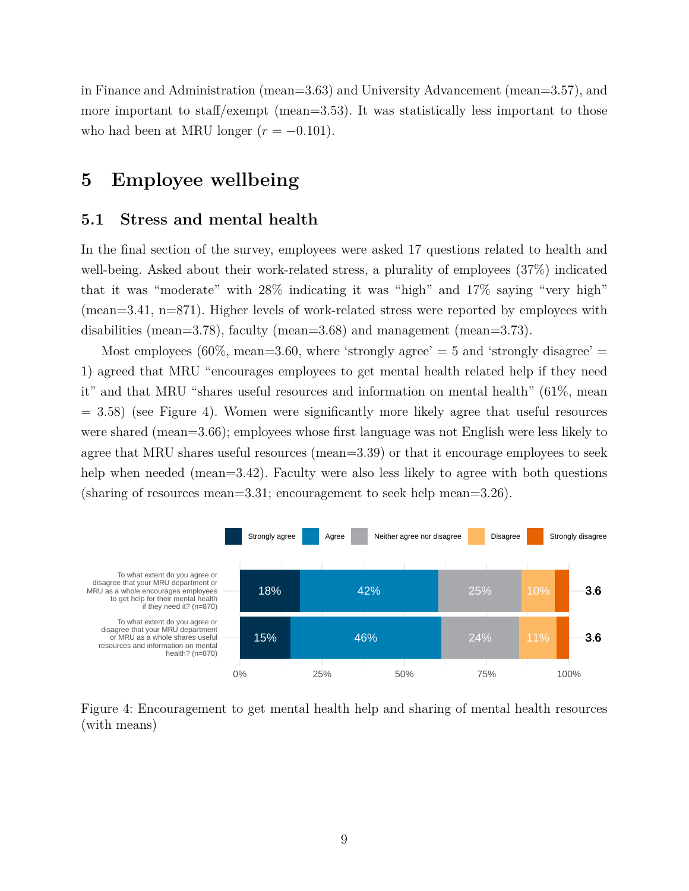in Finance and Administration (mean=3.63) and University Advancement (mean=3.57), and more important to staff/exempt (mean=3.53). It was statistically less important to those who had been at MRU longer ($r = -0.101$).

# 5 Employee wellbeing

## 5.1 Stress and mental health

In the final section of the survey, employees were asked 17 questions related to health and well-being. Asked about their work-related stress, a plurality of employees (37%) indicated that it was "moderate" with 28% indicating it was "high" and 17% saying "very high" (mean=3.41, n=871). Higher levels of work-related stress were reported by employees with disabilities (mean=3.78), faculty (mean=3.68) and management (mean=3.73).

Most employees (60%, mean=3.60, where 'strongly agree' = 5 and 'strongly disagree' = 1) agreed that MRU "encourages employees to get mental health related help if they need it" and that MRU "shares useful resources and information on mental health" (61%, mean = 3.58) (see Figure 4). Women were significantly more likely agree that useful resources were shared (mean=3.66); employees whose first language was not English were less likely to agree that MRU shares useful resources (mean=3.39) or that it encourage employees to seek help when needed (mean=3.42). Faculty were also less likely to agree with both questions (sharing of resources mean=3.31; encouragement to seek help mean=3.26).

| | Strongly agree | Agree | Neither agree nor disagree | Disagree | Strongly disagree | Mean |
|---|---|---|---|---|---|---|
| To what extent do you agree or disagree that your MRU department or MRU as a whole encourages employees to get help for their mental health if they need it? (n=870) | 18% | 42% | 25% | 10% | | 3.6 |
| To what extent do you agree or disagree that your MRU department or MRU as a whole shares useful resources and information on mental health? (n=870) | 15% | 46% | 24% | 11% | | 3.6 |

Figure 4: Encouragement to get mental health help and sharing of mental health resources (with means)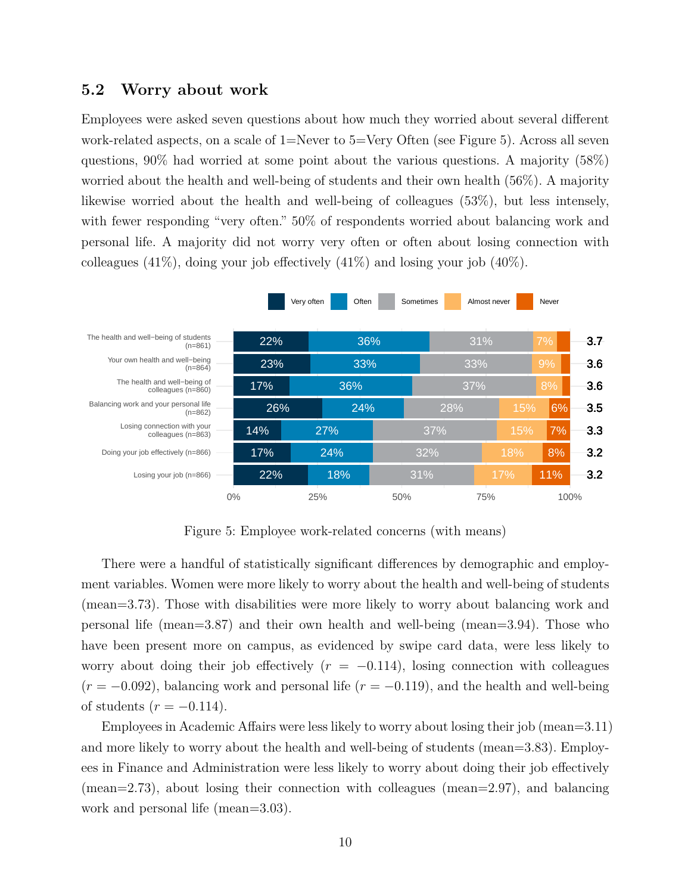## 5.2 Worry about work

Employees were asked seven questions about how much they worried about several different work-related aspects, on a scale of 1=Never to 5=Very Often (see Figure 5). Across all seven questions, 90% had worried at some point about the various questions. A majority (58%) worried about the health and well-being of students and their own health (56%). A majority likewise worried about the health and well-being of colleagues (53%), but less intensely, with fewer responding "very often." 50% of respondents worried about balancing work and personal life. A majority did not worry very often or often about losing connection with colleagues (41%), doing your job effectively (41%) and losing your job (40%).

| | Very often | Often | Sometimes | Almost never | Never | Mean |
|---|---|---|---|---|---|---|
| The health and well-being of students (n=861) | 22% | 36% | 31% | 7% | | 3.7 |
| Your own health and well-being (n=864) | 23% | 33% | 33% | 9% | | 3.6 |
| The health and well-being of colleagues (n=860) | 17% | 36% | 37% | 8% | | 3.6 |
| Balancing work and your personal life (n=862) | 26% | 24% | 28% | 15% | 6% | 3.5 |
| Losing connection with your colleagues (n=863) | 14% | 27% | 37% | 15% | 7% | 3.3 |
| Doing your job effectively (n=866) | 17% | 24% | 32% | 18% | 8% | 3.2 |
| Losing your job (n=866) | 22% | 18% | 31% | 17% | 11% | 3.2 |

Figure 5: Employee work-related concerns (with means)

There were a handful of statistically significant differences by demographic and employment variables. Women were more likely to worry about the health and well-being of students (mean=3.73). Those with disabilities were more likely to worry about balancing work and personal life (mean=3.87) and their own health and well-being (mean=3.94). Those who have been present more on campus, as evidenced by swipe card data, were less likely to worry about doing their job effectively ($r = -0.114$), losing connection with colleagues ($r = -0.092$), balancing work and personal life ($r = -0.119$), and the health and well-being of students ($r = -0.114$).

Employees in Academic Affairs were less likely to worry about losing their job (mean=3.11) and more likely to worry about the health and well-being of students (mean=3.83). Employees in Finance and Administration were less likely to worry about doing their job effectively (mean=2.73), about losing their connection with colleagues (mean=2.97), and balancing work and personal life (mean=3.03).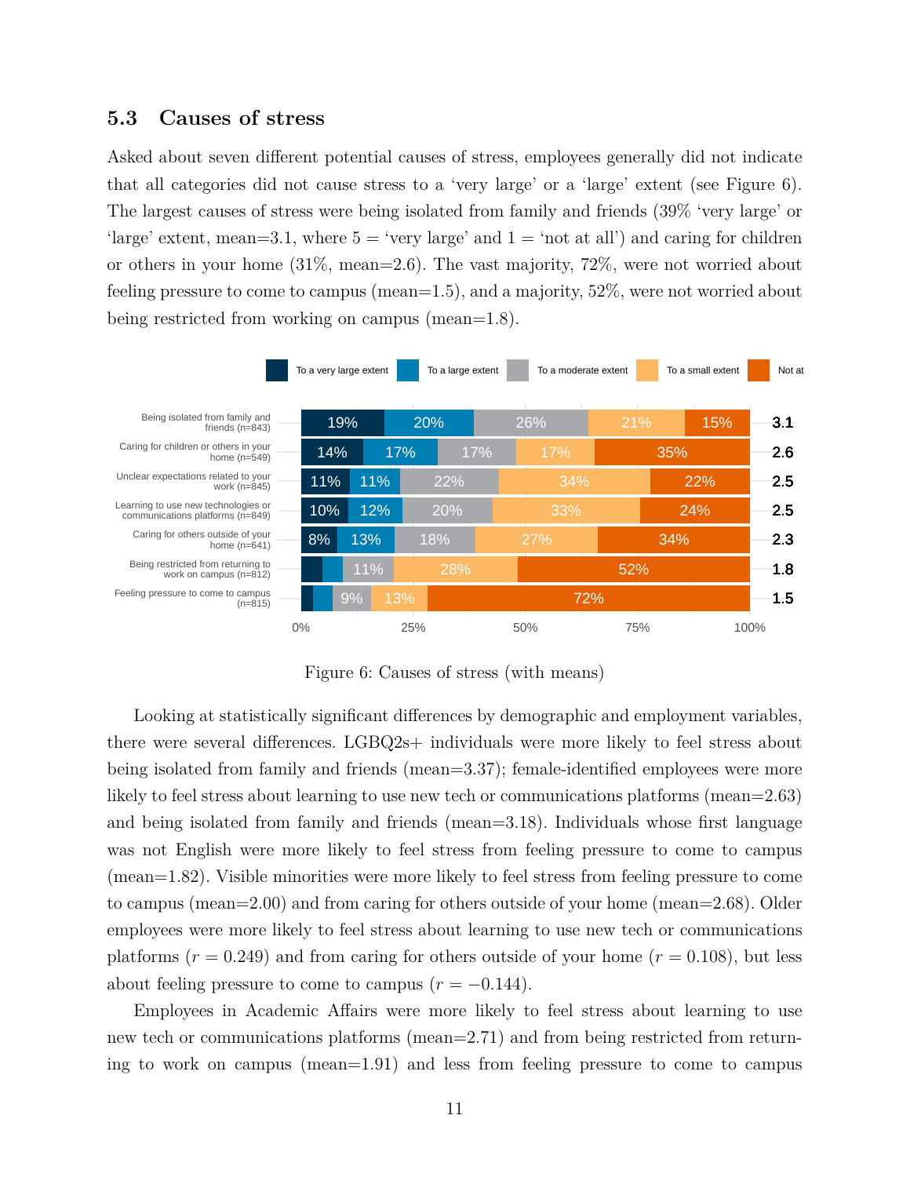## 5.3 Causes of stress

Asked about seven different potential causes of stress, employees generally did not indicate that all categories did not cause stress to a 'very large' or a 'large' extent (see Figure 6). The largest causes of stress were being isolated from family and friends (39% 'very large' or 'large' extent, mean=3.1, where 5 = 'very large' and 1 = 'not at all') and caring for children or others in your home (31%, mean=2.6). The vast majority, 72%, were not worried about feeling pressure to come to campus (mean=1.5), and a majority, 52%, were not worried about being restricted from working on campus (mean=1.8).

| | To a very large extent | To a large extent | To a moderate extent | To a small extent | Not at all | Mean |
|---|---|---|---|---|---|---|
| Being isolated from family and friends (n=843) | 19% | 20% | 26% | 21% | 15% | 3.1 |
| Caring for children or others in your home (n=549) | 14% | 17% | 17% | 17% | 35% | 2.6 |
| Unclear expectations related to your work (n=845) | 11% | 11% | 22% | 34% | 22% | 2.5 |
| Learning to use new technologies or communications platforms (n=849) | 10% | 12% | 20% | 33% | 24% | 2.5 |
| Caring for others outside of your home (n=641) | 8% | 13% | 18% | 27% | 34% | 2.3 |
| Being restricted from returning to work on campus (n=812) | | | 11% | 28% | 52% | 1.8 |
| Feeling pressure to come to campus (n=815) | | | 9% | 13% | 72% | 1.5 |

Figure 6: Causes of stress (with means)

Looking at statistically significant differences by demographic and employment variables, there were several differences. LGBQ2s+ individuals were more likely to feel stress about being isolated from family and friends (mean=3.37); female-identified employees were more likely to feel stress about learning to use new tech or communications platforms (mean=2.63) and being isolated from family and friends (mean=3.18). Individuals whose first language was not English were more likely to feel stress from feeling pressure to come to campus (mean=1.82). Visible minorities were more likely to feel stress from feeling pressure to come to campus (mean=2.00) and from caring for others outside of your home (mean=2.68). Older employees were more likely to feel stress about learning to use new tech or communications platforms ($r = 0.249$) and from caring for others outside of your home ($r = 0.108$), but less about feeling pressure to come to campus ($r = -0.144$).

Employees in Academic Affairs were more likely to feel stress about learning to use new tech or communications platforms (mean=2.71) and from being restricted from returning to work on campus (mean=1.91) and less from feeling pressure to come to campus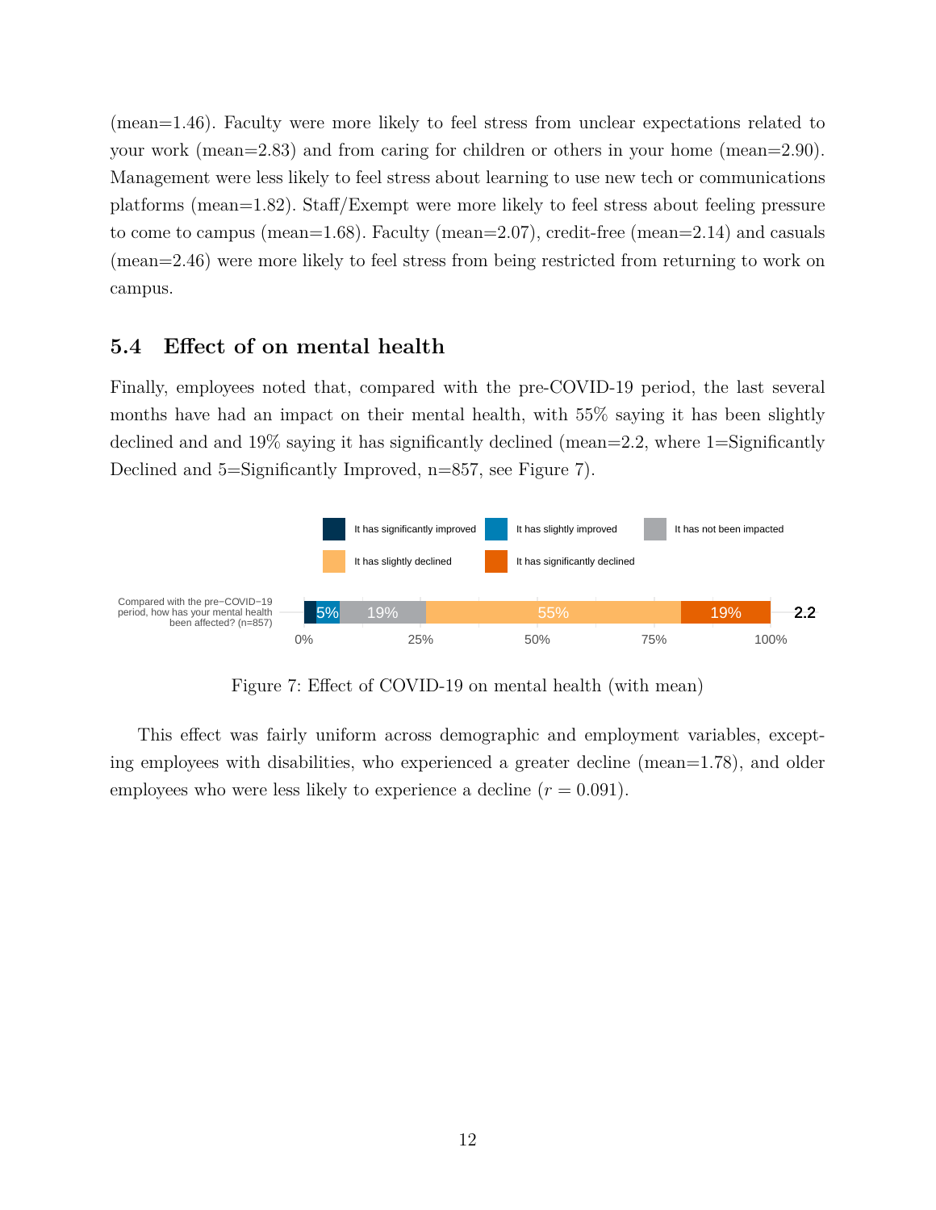(mean=1.46). Faculty were more likely to feel stress from unclear expectations related to your work (mean=2.83) and from caring for children or others in your home (mean=2.90). Management were less likely to feel stress about learning to use new tech or communications platforms (mean=1.82). Staff/Exempt were more likely to feel stress about feeling pressure to come to campus (mean=1.68). Faculty (mean=2.07), credit-free (mean=2.14) and casuals (mean=2.46) were more likely to feel stress from being restricted from returning to work on campus.

## 5.4 Effect of on mental health

Finally, employees noted that, compared with the pre-COVID-19 period, the last several months have had an impact on their mental health, with 55% saying it has been slightly declined and and 19% saying it has significantly declined (mean=2.2, where 1=Significantly Declined and 5=Significantly Improved, n=857, see Figure 7).

It has significantly improved
It has slightly improved
It has not been impacted
It has slightly declined
It has significantly declined

Compared with the pre−COVID−19 period, how has your mental health been affected? (n=857)

5%
19%
55%
19%
2.2

0%
25%
50%
75%
100%

Figure 7: Effect of COVID-19 on mental health (with mean)

This effect was fairly uniform across demographic and employment variables, excepting employees with disabilities, who experienced a greater decline (mean=1.78), and older employees who were less likely to experience a decline ($r = 0.091$).